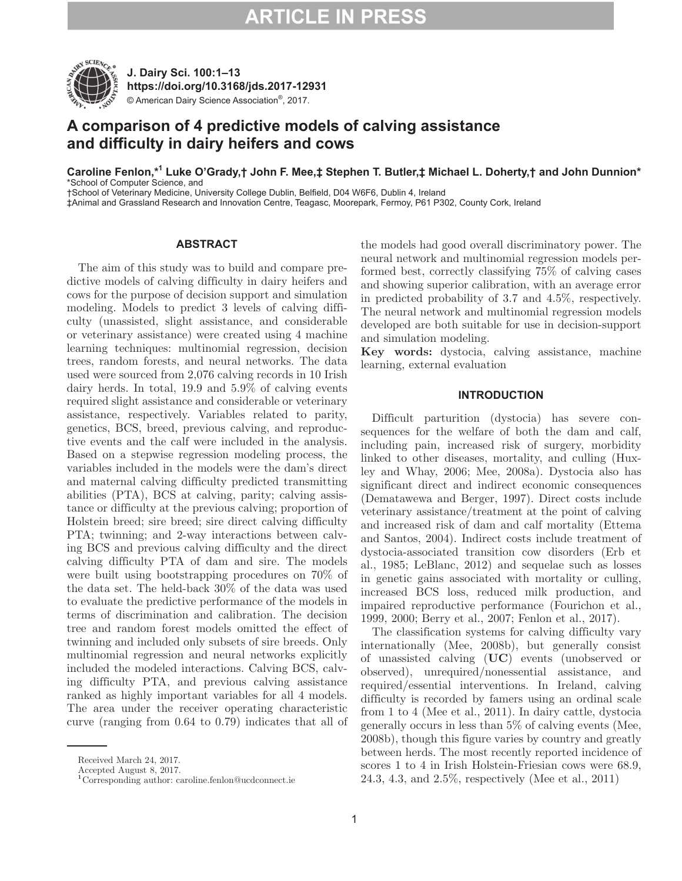# A comparison of 4 predictive models of calving assistance and difficulty in dairy heifers and cows

**Caroline Fenlon,*[1] Luke O'Grady,† John F. Mee,‡ Stephen T. Butler,‡ Michael L. Doherty,† and John Dunnion***

*School of Computer Science, and
†School of Veterinary Medicine, University College Dublin, Belfield, D04 W6F6, Dublin 4, Ireland
‡Animal and Grassland Research and Innovation Centre, Teagasc, Moorepark, Fermoy, P61 P302, County Cork, Ireland

## ABSTRACT

The aim of this study was to build and compare predictive models of calving difficulty in dairy heifers and cows for the purpose of decision support and simulation modeling. Models to predict 3 levels of calving difficulty (unassisted, slight assistance, and considerable or veterinary assistance) were created using 4 machine learning techniques: multinomial regression, decision trees, random forests, and neural networks. The data used were sourced from 2,076 calving records in 10 Irish dairy herds. In total, 19.9 and 5.9% of calving events required slight assistance and considerable or veterinary assistance, respectively. Variables related to parity, genetics, BCS, breed, previous calving, and reproductive events and the calf were included in the analysis. Based on a stepwise regression modeling process, the variables included in the models were the dam's direct and maternal calving difficulty predicted transmitting abilities (PTA), BCS at calving, parity; calving assistance or difficulty at the previous calving; proportion of Holstein breed; sire breed; sire direct calving difficulty PTA; twinning; and 2-way interactions between calving BCS and previous calving difficulty and the direct calving difficulty PTA of dam and sire. The models were built using bootstrapping procedures on 70% of the data set. The held-back 30% of the data was used to evaluate the predictive performance of the models in terms of discrimination and calibration. The decision tree and random forest models omitted the effect of twinning and included only subsets of sire breeds. Only multinomial regression and neural networks explicitly included the modeled interactions. Calving BCS, calving difficulty PTA, and previous calving assistance ranked as highly important variables for all 4 models. The area under the receiver operating characteristic curve (ranging from 0.64 to 0.79) indicates that all of the models had good overall discriminatory power. The neural network and multinomial regression models performed best, correctly classifying 75% of calving cases and showing superior calibration, with an average error in predicted probability of 3.7 and 4.5%, respectively. The neural network and multinomial regression models developed are both suitable for use in decision-support and simulation modeling.

**Key words:** dystocia, calving assistance, machine learning, external evaluation

## INTRODUCTION

Difficult parturition (dystocia) has severe consequences for the welfare of both the dam and calf, including pain, increased risk of surgery, morbidity linked to other diseases, mortality, and culling (Huxley and Whay, 2006; Mee, 2008a). Dystocia also has significant direct and indirect economic consequences (Dematawewa and Berger, 1997). Direct costs include veterinary assistance/treatment at the point of calving and increased risk of dam and calf mortality (Ettema and Santos, 2004). Indirect costs include treatment of dystocia-associated transition cow disorders (Erb et al., 1985; LeBlanc, 2012) and sequelae such as losses in genetic gains associated with mortality or culling, increased BCS loss, reduced milk production, and impaired reproductive performance (Fourichon et al., 1999, 2000; Berry et al., 2007; Fenlon et al., 2017).

The classification systems for calving difficulty vary internationally (Mee, 2008b), but generally consist of unassisted calving (**UC**) events (unobserved or observed), unrequired/nonessential assistance, and required/essential interventions. In Ireland, calving difficulty is recorded by famers using an ordinal scale from 1 to 4 (Mee et al., 2011). In dairy cattle, dystocia generally occurs in less than 5% of calving events (Mee, 2008b), though this figure varies by country and greatly between herds. The most recently reported incidence of scores 1 to 4 in Irish Holstein-Friesian cows were 68.9, 24.3, 4.3, and 2.5%, respectively (Mee et al., 2011)

Received March 24, 2017.
Accepted August 8, 2017.
[1]Corresponding author: caroline.fenlon@ucdconnect.ie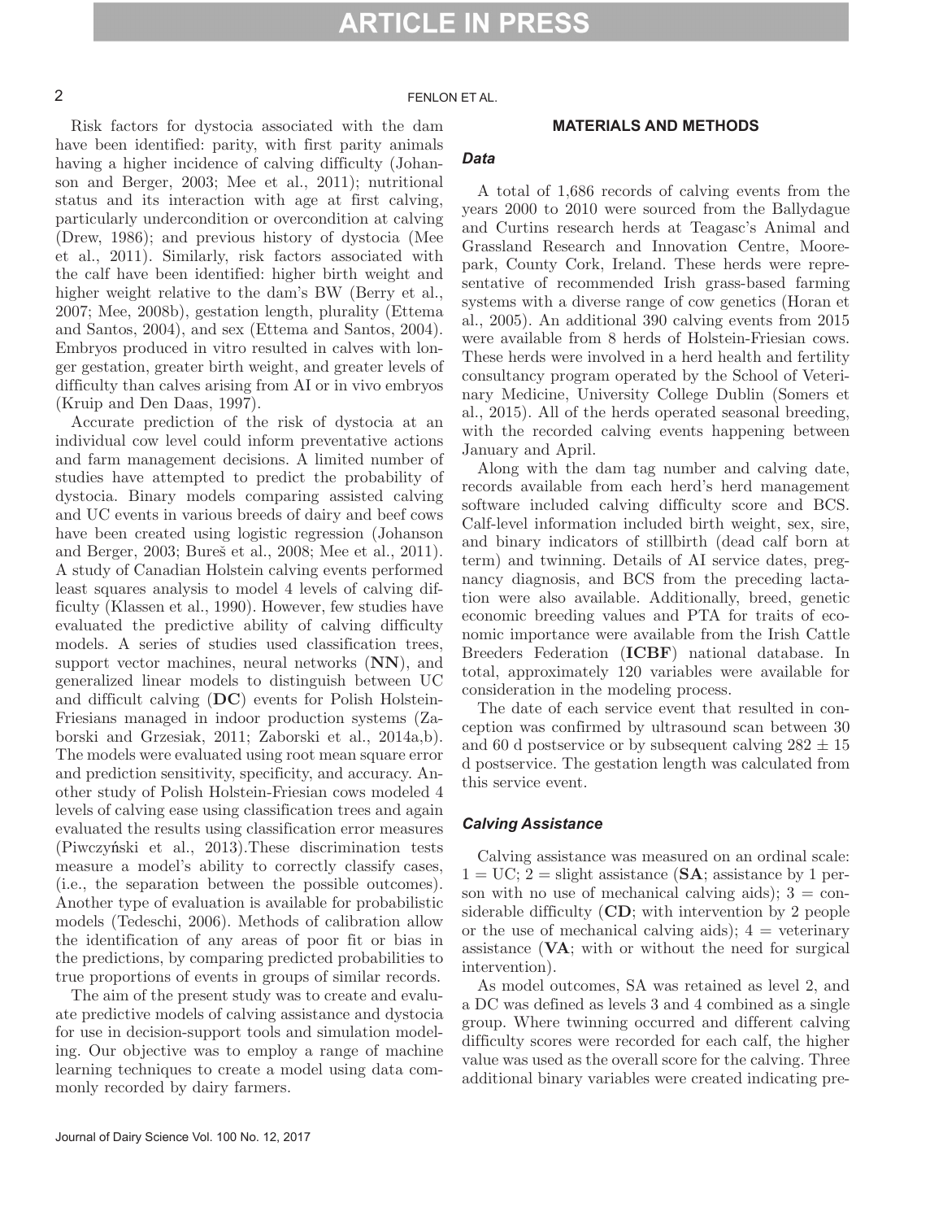Risk factors for dystocia associated with the dam have been identified: parity, with first parity animals having a higher incidence of calving difficulty (Johanson and Berger, 2003; Mee et al., 2011); nutritional status and its interaction with age at first calving, particularly undercondition or overcondition at calving (Drew, 1986); and previous history of dystocia (Mee et al., 2011). Similarly, risk factors associated with the calf have been identified: higher birth weight and higher weight relative to the dam's BW (Berry et al., 2007; Mee, 2008b), gestation length, plurality (Ettema and Santos, 2004), and sex (Ettema and Santos, 2004). Embryos produced in vitro resulted in calves with longer gestation, greater birth weight, and greater levels of difficulty than calves arising from AI or in vivo embryos (Kruip and Den Daas, 1997).

Accurate prediction of the risk of dystocia at an individual cow level could inform preventative actions and farm management decisions. A limited number of studies have attempted to predict the probability of dystocia. Binary models comparing assisted calving and UC events in various breeds of dairy and beef cows have been created using logistic regression (Johanson and Berger, 2003; Bureš et al., 2008; Mee et al., 2011). A study of Canadian Holstein calving events performed least squares analysis to model 4 levels of calving difficulty (Klassen et al., 1990). However, few studies have evaluated the predictive ability of calving difficulty models. A series of studies used classification trees, support vector machines, neural networks (**NN**), and generalized linear models to distinguish between UC and difficult calving (**DC**) events for Polish Holstein-Friesians managed in indoor production systems (Zaborski and Grzesiak, 2011; Zaborski et al., 2014a,b). The models were evaluated using root mean square error and prediction sensitivity, specificity, and accuracy. Another study of Polish Holstein-Friesian cows modeled 4 levels of calving ease using classification trees and again evaluated the results using classification error measures (Piwczyński et al., 2013).These discrimination tests measure a model's ability to correctly classify cases, (i.e., the separation between the possible outcomes). Another type of evaluation is available for probabilistic models (Tedeschi, 2006). Methods of calibration allow the identification of any areas of poor fit or bias in the predictions, by comparing predicted probabilities to true proportions of events in groups of similar records.

The aim of the present study was to create and evaluate predictive models of calving assistance and dystocia for use in decision-support tools and simulation modeling. Our objective was to employ a range of machine learning techniques to create a model using data commonly recorded by dairy farmers.

## MATERIALS AND METHODS

### Data

A total of 1,686 records of calving events from the years 2000 to 2010 were sourced from the Ballydague and Curtins research herds at Teagasc's Animal and Grassland Research and Innovation Centre, Moorepark, County Cork, Ireland. These herds were representative of recommended Irish grass-based farming systems with a diverse range of cow genetics (Horan et al., 2005). An additional 390 calving events from 2015 were available from 8 herds of Holstein-Friesian cows. These herds were involved in a herd health and fertility consultancy program operated by the School of Veterinary Medicine, University College Dublin (Somers et al., 2015). All of the herds operated seasonal breeding, with the recorded calving events happening between January and April.

Along with the dam tag number and calving date, records available from each herd's herd management software included calving difficulty score and BCS. Calf-level information included birth weight, sex, sire, and binary indicators of stillbirth (dead calf born at term) and twinning. Details of AI service dates, pregnancy diagnosis, and BCS from the preceding lactation were also available. Additionally, breed, genetic economic breeding values and PTA for traits of economic importance were available from the Irish Cattle Breeders Federation (**ICBF**) national database. In total, approximately 120 variables were available for consideration in the modeling process.

The date of each service event that resulted in conception was confirmed by ultrasound scan between 30 and 60 d postservice or by subsequent calving $282 \pm 15$ d postservice. The gestation length was calculated from this service event.

### Calving Assistance

Calving assistance was measured on an ordinal scale: 1 = UC; 2 = slight assistance (**SA**; assistance by 1 person with no use of mechanical calving aids); 3 = considerable difficulty (**CD**; with intervention by 2 people or the use of mechanical calving aids); 4 = veterinary assistance (**VA**; with or without the need for surgical intervention).

As model outcomes, SA was retained as level 2, and a DC was defined as levels 3 and 4 combined as a single group. Where twinning occurred and different calving difficulty scores were recorded for each calf, the higher value was used as the overall score for the calving. Three additional binary variables were created indicating pre-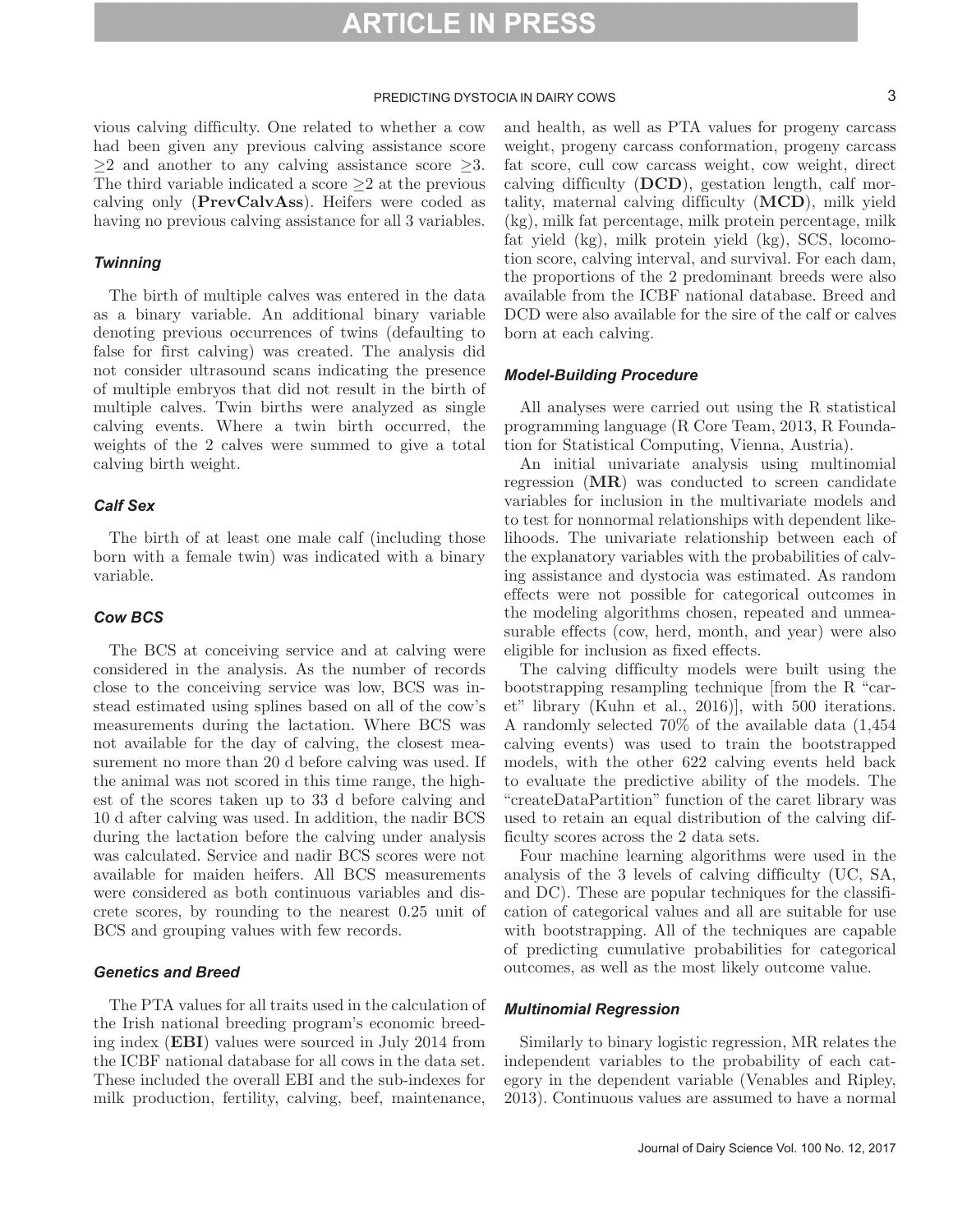vious calving difficulty. One related to whether a cow had been given any previous calving assistance score $\geq$2 and another to any calving assistance score $\geq$3. The third variable indicated a score $\geq$2 at the previous calving only (**PrevCalvAss**). Heifers were coded as having no previous calving assistance for all 3 variables.

### Twinning

The birth of multiple calves was entered in the data as a binary variable. An additional binary variable denoting previous occurrences of twins (defaulting to false for first calving) was created. The analysis did not consider ultrasound scans indicating the presence of multiple embryos that did not result in the birth of multiple calves. Twin births were analyzed as single calving events. Where a twin birth occurred, the weights of the 2 calves were summed to give a total calving birth weight.

### Calf Sex

The birth of at least one male calf (including those born with a female twin) was indicated with a binary variable.

### Cow BCS

The BCS at conceiving service and at calving were considered in the analysis. As the number of records close to the conceiving service was low, BCS was instead estimated using splines based on all of the cow's measurements during the lactation. Where BCS was not available for the day of calving, the closest measurement no more than 20 d before calving was used. If the animal was not scored in this time range, the highest of the scores taken up to 33 d before calving and 10 d after calving was used. In addition, the nadir BCS during the lactation before the calving under analysis was calculated. Service and nadir BCS scores were not available for maiden heifers. All BCS measurements were considered as both continuous variables and discrete scores, by rounding to the nearest 0.25 unit of BCS and grouping values with few records.

### Genetics and Breed

The PTA values for all traits used in the calculation of the Irish national breeding program's economic breeding index (**EBI**) values were sourced in July 2014 from the ICBF national database for all cows in the data set. These included the overall EBI and the sub-indexes for milk production, fertility, calving, beef, maintenance, and health, as well as PTA values for progeny carcass weight, progeny carcass conformation, progeny carcass fat score, cull cow carcass weight, cow weight, direct calving difficulty (**DCD**), gestation length, calf mortality, maternal calving difficulty (**MCD**), milk yield (kg), milk fat percentage, milk protein percentage, milk fat yield (kg), milk protein yield (kg), SCS, locomotion score, calving interval, and survival. For each dam, the proportions of the 2 predominant breeds were also available from the ICBF national database. Breed and DCD were also available for the sire of the calf or calves born at each calving.

### Model-Building Procedure

All analyses were carried out using the R statistical programming language (R Core Team, 2013, R Foundation for Statistical Computing, Vienna, Austria).

An initial univariate analysis using multinomial regression (**MR**) was conducted to screen candidate variables for inclusion in the multivariate models and to test for nonnormal relationships with dependent likelihoods. The univariate relationship between each of the explanatory variables with the probabilities of calving assistance and dystocia was estimated. As random effects were not possible for categorical outcomes in the modeling algorithms chosen, repeated and unmeasurable effects (cow, herd, month, and year) were also eligible for inclusion as fixed effects.

The calving difficulty models were built using the bootstrapping resampling technique [from the R "caret" library (Kuhn et al., 2016)], with 500 iterations. A randomly selected 70% of the available data (1,454 calving events) was used to train the bootstrapped models, with the other 622 calving events held back to evaluate the predictive ability of the models. The "createDataPartition" function of the caret library was used to retain an equal distribution of the calving difficulty scores across the 2 data sets.

Four machine learning algorithms were used in the analysis of the 3 levels of calving difficulty (UC, SA, and DC). These are popular techniques for the classification of categorical values and all are suitable for use with bootstrapping. All of the techniques are capable of predicting cumulative probabilities for categorical outcomes, as well as the most likely outcome value.

### Multinomial Regression

Similarly to binary logistic regression, MR relates the independent variables to the probability of each category in the dependent variable (Venables and Ripley, 2013). Continuous values are assumed to have a normal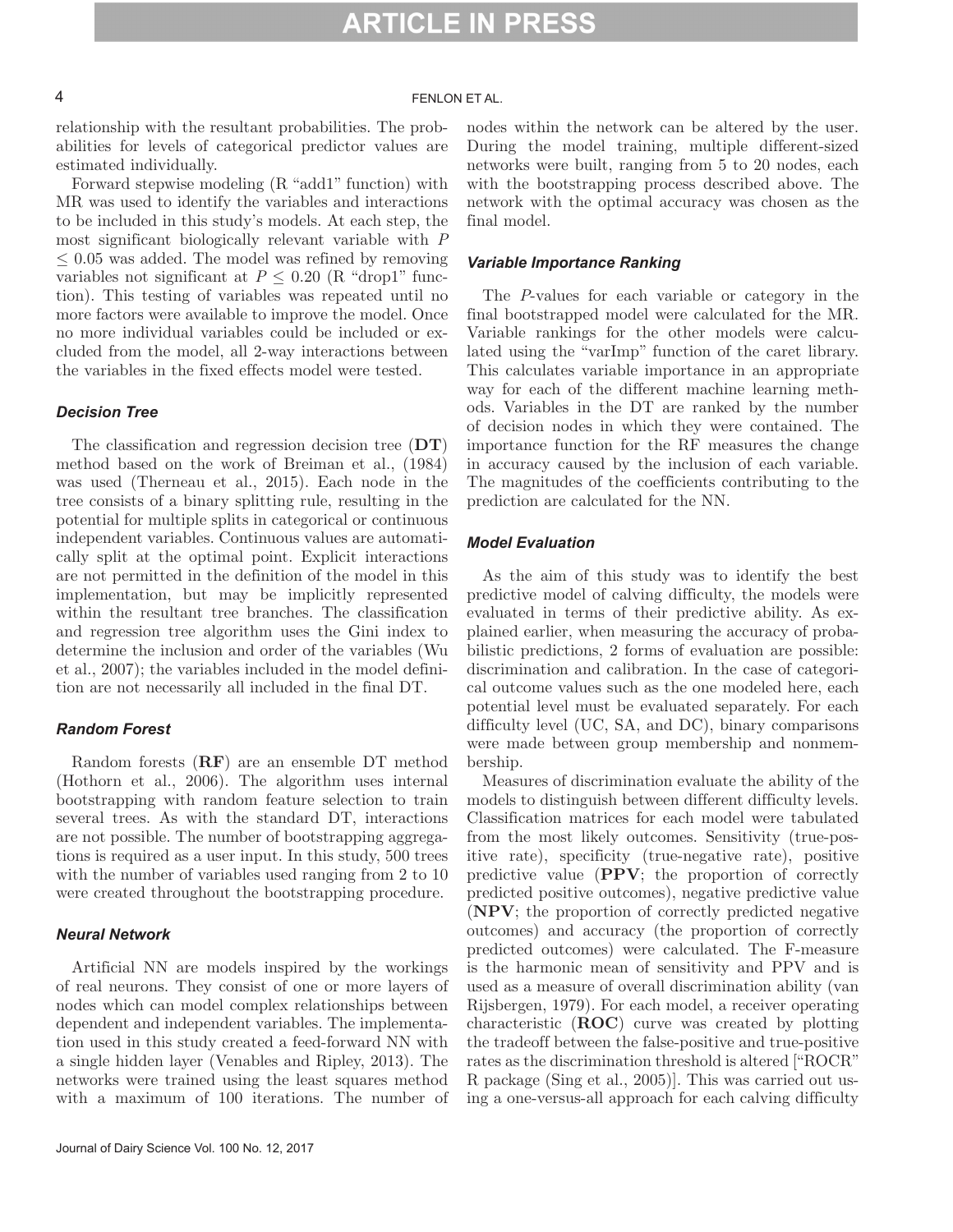relationship with the resultant probabilities. The probabilities for levels of categorical predictor values are estimated individually.

Forward stepwise modeling (R "add1" function) with MR was used to identify the variables and interactions to be included in this study's models. At each step, the most significant biologically relevant variable with $P \leq 0.05$ was added. The model was refined by removing variables not significant at $P \leq 0.20$ (R "drop1" function). This testing of variables was repeated until no more factors were available to improve the model. Once no more individual variables could be included or excluded from the model, all 2-way interactions between the variables in the fixed effects model were tested.

### Decision Tree

The classification and regression decision tree (**DT**) method based on the work of Breiman et al., (1984) was used (Therneau et al., 2015). Each node in the tree consists of a binary splitting rule, resulting in the potential for multiple splits in categorical or continuous independent variables. Continuous values are automatically split at the optimal point. Explicit interactions are not permitted in the definition of the model in this implementation, but may be implicitly represented within the resultant tree branches. The classification and regression tree algorithm uses the Gini index to determine the inclusion and order of the variables (Wu et al., 2007); the variables included in the model definition are not necessarily all included in the final DT.

### Random Forest

Random forests (**RF**) are an ensemble DT method (Hothorn et al., 2006). The algorithm uses internal bootstrapping with random feature selection to train several trees. As with the standard DT, interactions are not possible. The number of bootstrapping aggregations is required as a user input. In this study, 500 trees with the number of variables used ranging from 2 to 10 were created throughout the bootstrapping procedure.

### Neural Network

Artificial NN are models inspired by the workings of real neurons. They consist of one or more layers of nodes which can model complex relationships between dependent and independent variables. The implementation used in this study created a feed-forward NN with a single hidden layer (Venables and Ripley, 2013). The networks were trained using the least squares method with a maximum of 100 iterations. The number of nodes within the network can be altered by the user. During the model training, multiple different-sized networks were built, ranging from 5 to 20 nodes, each with the bootstrapping process described above. The network with the optimal accuracy was chosen as the final model.

### Variable Importance Ranking

The *P*-values for each variable or category in the final bootstrapped model were calculated for the MR. Variable rankings for the other models were calculated using the "varImp" function of the caret library. This calculates variable importance in an appropriate way for each of the different machine learning methods. Variables in the DT are ranked by the number of decision nodes in which they were contained. The importance function for the RF measures the change in accuracy caused by the inclusion of each variable. The magnitudes of the coefficients contributing to the prediction are calculated for the NN.

### Model Evaluation

As the aim of this study was to identify the best predictive model of calving difficulty, the models were evaluated in terms of their predictive ability. As explained earlier, when measuring the accuracy of probabilistic predictions, 2 forms of evaluation are possible: discrimination and calibration. In the case of categorical outcome values such as the one modeled here, each potential level must be evaluated separately. For each difficulty level (UC, SA, and DC), binary comparisons were made between group membership and nonmembership.

Measures of discrimination evaluate the ability of the models to distinguish between different difficulty levels. Classification matrices for each model were tabulated from the most likely outcomes. Sensitivity (true-positive rate), specificity (true-negative rate), positive predictive value (**PPV**; the proportion of correctly predicted positive outcomes), negative predictive value (**NPV**; the proportion of correctly predicted negative outcomes) and accuracy (the proportion of correctly predicted outcomes) were calculated. The F-measure is the harmonic mean of sensitivity and PPV and is used as a measure of overall discrimination ability (van Rijsbergen, 1979). For each model, a receiver operating characteristic (**ROC**) curve was created by plotting the tradeoff between the false-positive and true-positive rates as the discrimination threshold is altered ["ROCR" R package (Sing et al., 2005)]. This was carried out using a one-versus-all approach for each calving difficulty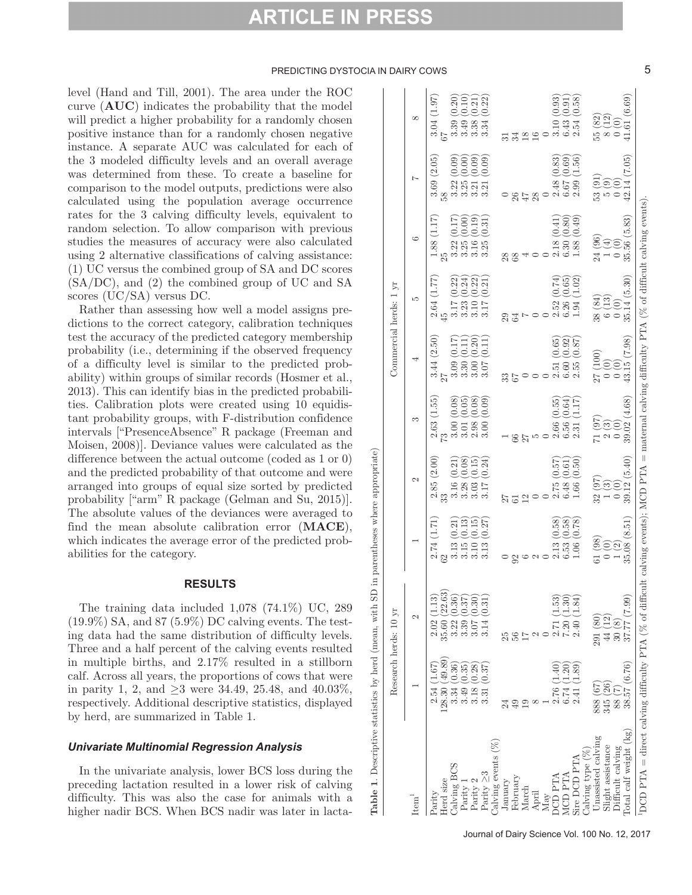level (Hand and Till, 2001). The area under the ROC curve (**AUC**) indicates the probability that the model will predict a higher probability for a randomly chosen positive instance than for a randomly chosen negative instance. A separate AUC was calculated for each of the 3 modeled difficulty levels and an overall average was determined from these. To create a baseline for comparison to the model outputs, predictions were also calculated using the population average occurrence rates for the 3 calving difficulty levels, equivalent to random selection. To allow comparison with previous studies the measures of accuracy were also calculated using 2 alternative classifications of calving assistance: (1) UC versus the combined group of SA and DC scores (SA/DC), and (2) the combined group of UC and SA scores (UC/SA) versus DC.

Rather than assessing how well a model assigns predictions to the correct category, calibration techniques test the accuracy of the predicted category membership probability (i.e., determining if the observed frequency of a difficulty level is similar to the predicted probability) within groups of similar records (Hosmer et al., 2013). This can identify bias in the predicted probabilities. Calibration plots were created using 10 equidistant probability groups, with F-distribution confidence intervals ["PresenceAbsence" R package (Freeman and Moisen, 2008)]. Deviance values were calculated as the difference between the actual outcome (coded as 1 or 0) and the predicted probability of that outcome and were arranged into groups of equal size sorted by predicted probability ["arm" R package (Gelman and Su, 2015)]. The absolute values of the deviances were averaged to find the mean absolute calibration error (**MACE**), which indicates the average error of the predicted probabilities for the category.

## RESULTS

The training data included 1,078 (74.1%) UC, 289 (19.9%) SA, and 87 (5.9%) DC calving events. The testing data had the same distribution of difficulty levels. Three and a half percent of the calving events resulted in multiple births, and 2.17% resulted in a stillborn calf. Across all years, the proportions of cows that were in parity 1, 2, and ≥3 were 34.49, 25.48, and 40.03%, respectively. Additional descriptive statistics, displayed by herd, are summarized in Table 1.

### *Univariate Multinomial Regression Analysis*

In the univariate analysis, lower BCS loss during the preceding lactation resulted in a lower risk of calving difficulty. This was also the case for animals with a higher nadir BCS. When BCS nadir was later in lacta-

**Table 1.** Descriptive statistics by herd (mean, with SD in parentheses where appropriate)

| Item[1] | Research herds: 10 yr | | Commercial herds: 1 yr | | | | | | | |
|---|---|---|---|---|---|---|---|---|---|---|
| | 1 | 2 | 1 | 2 | 3 | 4 | 5 | 6 | 7 | 8 |
| Parity | 2.54 (1.67) | 2.02 (1.13) | 2.74 (1.71) | 2.85 (2.00) | 2.63 (1.55) | 3.44 (2.50) | 2.64 (1.77) | 1.88 (1.17) | 3.69 (2.05) | 3.04 (1.97) |
| Herd size | 128.30 (49.89) | 35.60 (22.63) | 62 | 33 | 73 | 27 | 45 | 25 | 58 | 67 |
| Calving BCS | 3.34 (0.36) | 3.22 (0.36) | 3.13 (0.21) | 3.16 (0.21) | 3.00 (0.08) | 3.09 (0.17) | 3.17 (0.22) | 3.22 (0.17) | 3.22 (0.09) | 3.39 (0.20) |
| Parity 1 | 3.49 (0.35) | 3.39 (0.37) | 3.15 (0.13) | 3.28 (0.08) | 3.01 (0.05) | 3.30 (0.11) | 3.23 (0.24) | 3.25 (0.00) | 3.25 (0.00) | 3.49 (0.10) |
| Parity 2 | 3.18 (0.28) | 3.07 (0.30) | 3.10 (0.15) | 3.03 (0.15) | 2.98 (0.08) | 3.00 (0.20) | 3.10 (0.22) | 3.16 (0.19) | 3.21 (0.09) | 3.38 (0.21) |
| Parity ≥3 | 3.31 (0.37) | 3.14 (0.31) | 3.13 (0.27) | 3.17 (0.24) | 3.00 (0.09) | 3.07 (0.11) | 3.17 (0.21) | 3.25 (0.31) | 3.21 (0.09) | 3.34 (0.22) |
| Calving events (%) | | | | | | | | | | |
| January | 24 | 25 | 0 | 27 | 1 | 33 | 29 | 28 | 0 | 31 |
| February | 49 | 56 | 92 | 61 | 66 | 67 | 64 | 68 | 26 | 34 |
| March | 19 | 17 | 6 | 12 | 27 | 0 | 7 | 4 | 47 | 18 |
| April | 8 | 2 | 2 | 0 | 5 | 0 | 0 | 0 | 28 | 16 |
| May | 1 | 0 | 0 | 0 | 0 | 0 | 0 | 0 | 0 | 0 |
| DCD PTA | 2.76 (1.40) | 2.71 (1.53) | 2.13 (0.58) | 2.75 (0.57) | 2.66 (0.55) | 2.51 (0.65) | 2.52 (0.74) | 2.18 (0.41) | 2.48 (0.83) | 3.10 (0.93) |
| MCD PTA | 6.74 (1.20) | 7.20 (1.30) | 6.53 (0.58) | 6.48 (0.61) | 6.56 (0.64) | 6.60 (0.92) | 6.26 (0.65) | 6.30 (0.80) | 6.67 (0.69) | 6.43 (0.91) |
| Sire DCD PTA | 2.41 (1.89) | 2.40 (1.84) | 1.06 (0.78) | 1.66 (0.50) | 2.31 (1.17) | 2.55 (0.87) | 1.94 (1.02) | 1.88 (0.49) | 2.99 (1.56) | 2.54 (0.58) |
| Calving type (%) | | | | | | | | | | |
| Unassisted calving | 888 (67) | 291 (80) | 61 (98) | 32 (97) | 71 (97) | 27 (100) | 38 (84) | 24 (96) | 53 (91) | 55 (82) |
| Slight assistance | 345 (26) | 44 (12) | 0 (0) | 1 (3) | 2 (3) | 0 (0) | 6 (13) | 1 (4) | 5 (9) | 8 (12) |
| Difficult calving | 88 (7) | 30 (8) | 1 (2) | 0 (0) | 0 (0) | 0 (0) | 0 (0) | 0 (0) | 0 (0) | 0 (0) |
| Total calf weight (kg) | 38.57 (6.76) | 37.77 (7.99) | 35.08 (8.51) | 39.12 (5.40) | 39.02 (4.68) | 43.15 (7.98) | 35.14 (5.30) | 35.56 (5.83) | 42.14 (7.05) | 41.61 (6.69) |

[1]DCD PTA = direct calving difficulty PTA (% of difficult calving events); MCD PTA = maternal calving difficulty PTA (% of difficult calving events).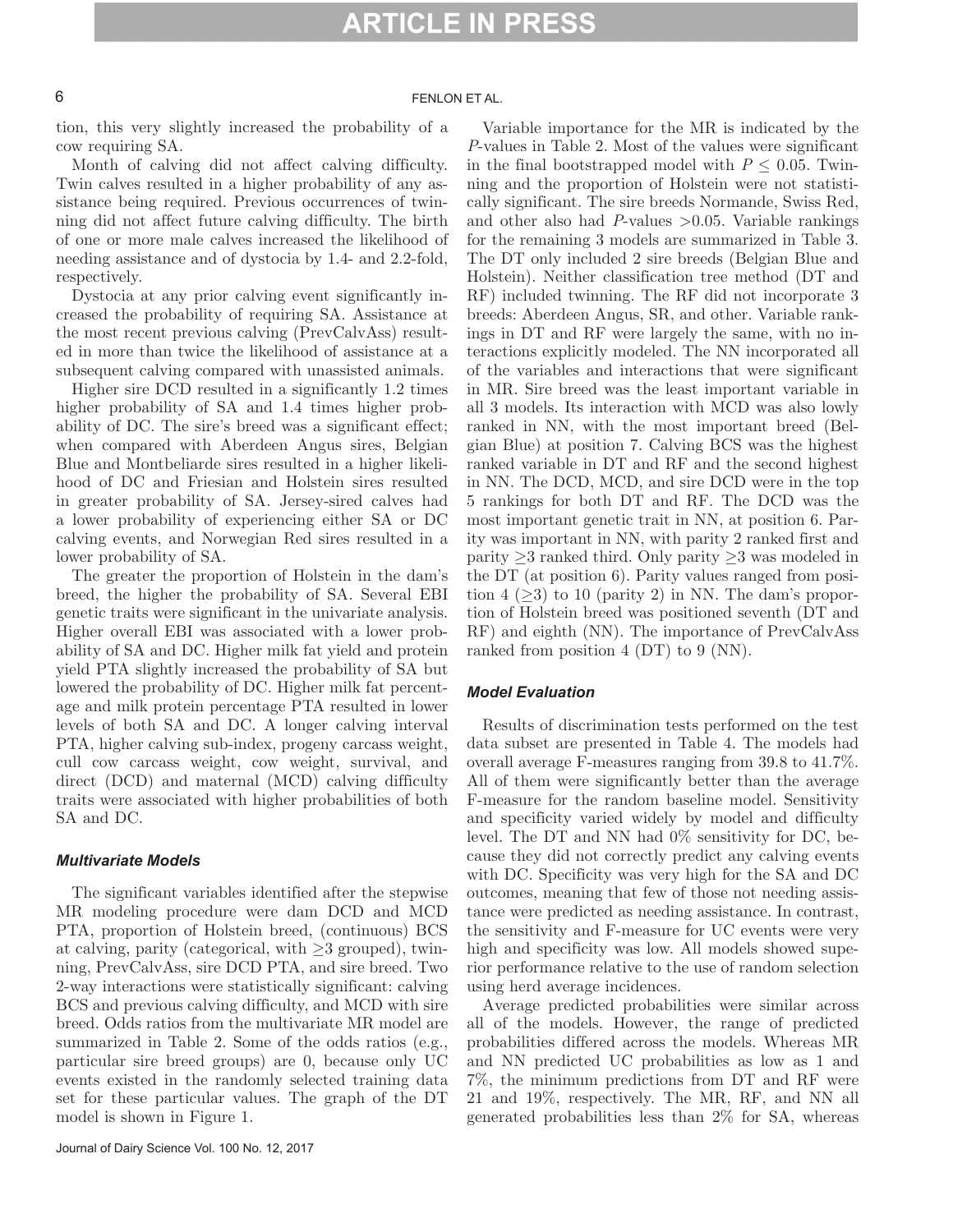tion, this very slightly increased the probability of a cow requiring SA.

Month of calving did not affect calving difficulty. Twin calves resulted in a higher probability of any assistance being required. Previous occurrences of twinning did not affect future calving difficulty. The birth of one or more male calves increased the likelihood of needing assistance and of dystocia by 1.4- and 2.2-fold, respectively.

Dystocia at any prior calving event significantly increased the probability of requiring SA. Assistance at the most recent previous calving (PrevCalvAss) resulted in more than twice the likelihood of assistance at a subsequent calving compared with unassisted animals.

Higher sire DCD resulted in a significantly 1.2 times higher probability of SA and 1.4 times higher probability of DC. The sire's breed was a significant effect; when compared with Aberdeen Angus sires, Belgian Blue and Montbeliarde sires resulted in a higher likelihood of DC and Friesian and Holstein sires resulted in greater probability of SA. Jersey-sired calves had a lower probability of experiencing either SA or DC calving events, and Norwegian Red sires resulted in a lower probability of SA.

The greater the proportion of Holstein in the dam's breed, the higher the probability of SA. Several EBI genetic traits were significant in the univariate analysis. Higher overall EBI was associated with a lower probability of SA and DC. Higher milk fat yield and protein yield PTA slightly increased the probability of SA but lowered the probability of DC. Higher milk fat percentage and milk protein percentage PTA resulted in lower levels of both SA and DC. A longer calving interval PTA, higher calving sub-index, progeny carcass weight, cull cow carcass weight, cow weight, survival, and direct (DCD) and maternal (MCD) calving difficulty traits were associated with higher probabilities of both SA and DC.

### Multivariate Models

The significant variables identified after the stepwise MR modeling procedure were dam DCD and MCD PTA, proportion of Holstein breed, (continuous) BCS at calving, parity (categorical, with ≥3 grouped), twinning, PrevCalvAss, sire DCD PTA, and sire breed. Two 2-way interactions were statistically significant: calving BCS and previous calving difficulty, and MCD with sire breed. Odds ratios from the multivariate MR model are summarized in Table 2. Some of the odds ratios (e.g., particular sire breed groups) are 0, because only UC events existed in the randomly selected training data set for these particular values. The graph of the DT model is shown in Figure 1.

Variable importance for the MR is indicated by the $P$-values in Table 2. Most of the values were significant in the final bootstrapped model with $P \leq 0.05$. Twinning and the proportion of Holstein were not statistically significant. The sire breeds Normande, Swiss Red, and other also had $P$-values >0.05. Variable rankings for the remaining 3 models are summarized in Table 3. The DT only included 2 sire breeds (Belgian Blue and Holstein). Neither classification tree method (DT and RF) included twinning. The RF did not incorporate 3 breeds: Aberdeen Angus, SR, and other. Variable rankings in DT and RF were largely the same, with no interactions explicitly modeled. The NN incorporated all of the variables and interactions that were significant in MR. Sire breed was the least important variable in all 3 models. Its interaction with MCD was also lowly ranked in NN, with the most important breed (Belgian Blue) at position 7. Calving BCS was the highest ranked variable in DT and RF and the second highest in NN. The DCD, MCD, and sire DCD were in the top 5 rankings for both DT and RF. The DCD was the most important genetic trait in NN, at position 6. Parity was important in NN, with parity 2 ranked first and parity ≥3 ranked third. Only parity ≥3 was modeled in the DT (at position 6). Parity values ranged from position 4 (≥3) to 10 (parity 2) in NN. The dam's proportion of Holstein breed was positioned seventh (DT and RF) and eighth (NN). The importance of PrevCalvAss ranked from position 4 (DT) to 9 (NN).

### Model Evaluation

Results of discrimination tests performed on the test data subset are presented in Table 4. The models had overall average F-measures ranging from 39.8 to 41.7%. All of them were significantly better than the average F-measure for the random baseline model. Sensitivity and specificity varied widely by model and difficulty level. The DT and NN had 0% sensitivity for DC, because they did not correctly predict any calving events with DC. Specificity was very high for the SA and DC outcomes, meaning that few of those not needing assistance were predicted as needing assistance. In contrast, the sensitivity and F-measure for UC events were very high and specificity was low. All models showed superior performance relative to the use of random selection using herd average incidences.

Average predicted probabilities were similar across all of the models. However, the range of predicted probabilities differed across the models. Whereas MR and NN predicted UC probabilities as low as 1 and 7%, the minimum predictions from DT and RF were 21 and 19%, respectively. The MR, RF, and NN all generated probabilities less than 2% for SA, whereas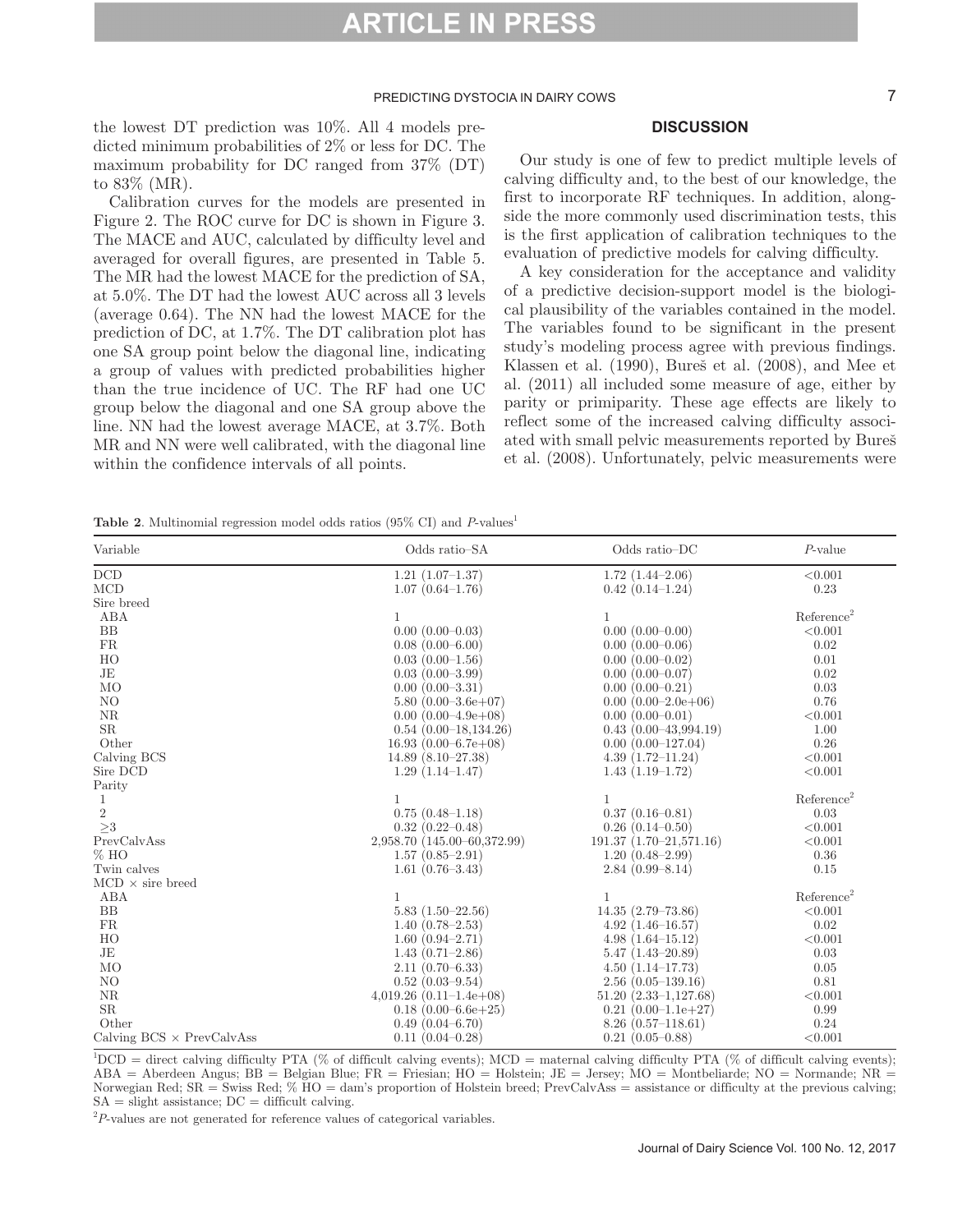the lowest DT prediction was 10%. All 4 models predicted minimum probabilities of 2% or less for DC. The maximum probability for DC ranged from 37% (DT) to 83% (MR).

Calibration curves for the models are presented in Figure 2. The ROC curve for DC is shown in Figure 3. The MACE and AUC, calculated by difficulty level and averaged for overall figures, are presented in Table 5. The MR had the lowest MACE for the prediction of SA, at 5.0%. The DT had the lowest AUC across all 3 levels (average 0.64). The NN had the lowest MACE for the prediction of DC, at 1.7%. The DT calibration plot has one SA group point below the diagonal line, indicating a group of values with predicted probabilities higher than the true incidence of UC. The RF had one UC group below the diagonal and one SA group above the line. NN had the lowest average MACE, at 3.7%. Both MR and NN were well calibrated, with the diagonal line within the confidence intervals of all points.

## DISCUSSION

Our study is one of few to predict multiple levels of calving difficulty and, to the best of our knowledge, the first to incorporate RF techniques. In addition, alongside the more commonly used discrimination tests, this is the first application of calibration techniques to the evaluation of predictive models for calving difficulty.

A key consideration for the acceptance and validity of a predictive decision-support model is the biological plausibility of the variables contained in the model. The variables found to be significant in the present study's modeling process agree with previous findings. Klassen et al. (1990), Bureš et al. (2008), and Mee et al. (2011) all included some measure of age, either by parity or primiparity. These age effects are likely to reflect some of the increased calving difficulty associated with small pelvic measurements reported by Bureš et al. (2008). Unfortunately, pelvic measurements were

**Table 2**. Multinomial regression model odds ratios (95% CI) and *P*-values[1]

| Variable | Odds ratio–SA | Odds ratio–DC | *P*-value |
|---|---|---|---|
| DCD | 1.21 (1.07–1.37) | 1.72 (1.44–2.06) | <0.001 |
| MCD | 1.07 (0.64–1.76) | 0.42 (0.14–1.24) | 0.23 |
| Sire breed | | | |
| ABA | 1 | 1 | Reference[2] |
| BB | 0.00 (0.00–0.03) | 0.00 (0.00–0.00) | <0.001 |
| FR | 0.08 (0.00–6.00) | 0.00 (0.00–0.06) | 0.02 |
| HO | 0.03 (0.00–1.56) | 0.00 (0.00–0.02) | 0.01 |
| JE | 0.03 (0.00–3.99) | 0.00 (0.00–0.07) | 0.02 |
| MO | 0.00 (0.00–3.31) | 0.00 (0.00–0.21) | 0.03 |
| NO | 5.80 (0.00–3.6e+07) | 0.00 (0.00–2.0e+06) | 0.76 |
| NR | 0.00 (0.00–4.9e+08) | 0.00 (0.00–0.01) | <0.001 |
| SR | 0.54 (0.00–18,134.26) | 0.43 (0.00–43,994.19) | 1.00 |
| Other | 16.93 (0.00–6.7e+08) | 0.00 (0.00–127.04) | 0.26 |
| Calving BCS | 14.89 (8.10–27.38) | 4.39 (1.72–11.24) | <0.001 |
| Sire DCD | 1.29 (1.14–1.47) | 1.43 (1.19–1.72) | <0.001 |
| Parity | | | |
| 1 | 1 | 1 | Reference[2] |
| 2 | 0.75 (0.48–1.18) | 0.37 (0.16–0.81) | 0.03 |
| ≥3 | 0.32 (0.22–0.48) | 0.26 (0.14–0.50) | <0.001 |
| PrevCalvAss | 2,958.70 (145.00–60,372.99) | 191.37 (1.70–21,571.16) | <0.001 |
| % HO | 1.57 (0.85–2.91) | 1.20 (0.48–2.99) | 0.36 |
| Twin calves | 1.61 (0.76–3.43) | 2.84 (0.99–8.14) | 0.15 |
| MCD × sire breed | | | |
| ABA | 1 | 1 | Reference[2] |
| BB | 5.83 (1.50–22.56) | 14.35 (2.79–73.86) | <0.001 |
| FR | 1.40 (0.78–2.53) | 4.92 (1.46–16.57) | 0.02 |
| HO | 1.60 (0.94–2.71) | 4.98 (1.64–15.12) | <0.001 |
| JE | 1.43 (0.71–2.86) | 5.47 (1.43–20.89) | 0.03 |
| MO | 2.11 (0.70–6.33) | 4.50 (1.14–17.73) | 0.05 |
| NO | 0.52 (0.03–9.54) | 2.56 (0.05–139.16) | 0.81 |
| NR | 4,019.26 (0.11–1.4e+08) | 51.20 (2.33–1,127.68) | <0.001 |
| SR | 0.18 (0.00–6.6e+25) | 0.21 (0.00–1.1e+27) | 0.99 |
| Other | 0.49 (0.04–6.70) | 8.26 (0.57–118.61) | 0.24 |
| Calving BCS × PrevCalvAss | 0.11 (0.04–0.28) | 0.21 (0.05–0.88) | <0.001 |

[1]DCD = direct calving difficulty PTA (% of difficult calving events); MCD = maternal calving difficulty PTA (% of difficult calving events); ABA = Aberdeen Angus; BB = Belgian Blue; FR = Friesian; HO = Holstein; JE = Jersey; MO = Montbeliarde; NO = Normande; NR = Norwegian Red; SR = Swiss Red; % HO = dam's proportion of Holstein breed; PrevCalvAss = assistance or difficulty at the previous calving; SA = slight assistance; DC = difficult calving.

[2]*P*-values are not generated for reference values of categorical variables.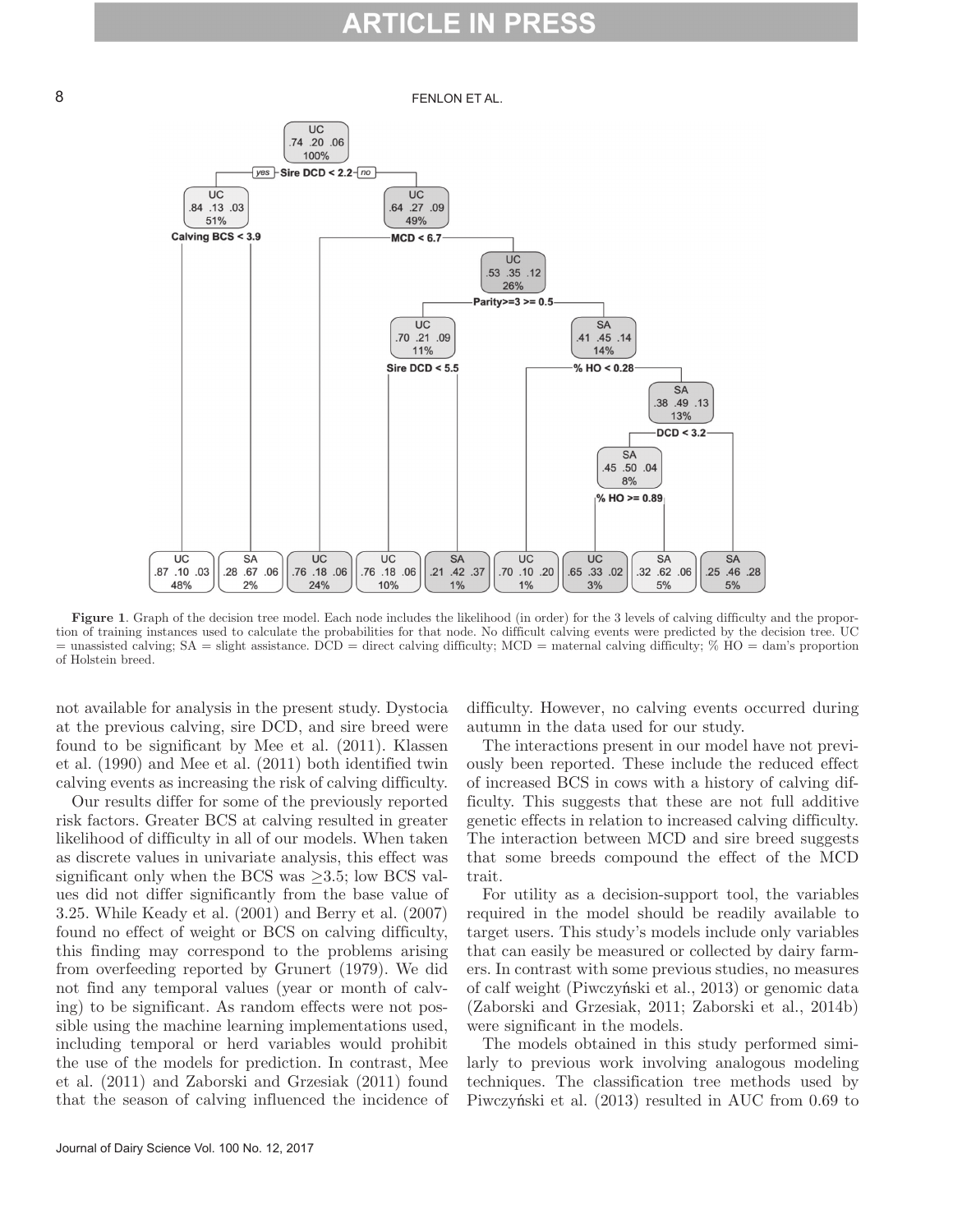**Figure 1**. Graph of the decision tree model. Each node includes the likelihood (in order) for the 3 levels of calving difficulty and the proportion of training instances used to calculate the probabilities for that node. No difficult calving events were predicted by the decision tree. UC = unassisted calving; SA = slight assistance. DCD = direct calving difficulty; MCD = maternal calving difficulty; % HO = dam's proportion of Holstein breed.

not available for analysis in the present study. Dystocia at the previous calving, sire DCD, and sire breed were found to be significant by Mee et al. (2011). Klassen et al. (1990) and Mee et al. (2011) both identified twin calving events as increasing the risk of calving difficulty.

Our results differ for some of the previously reported risk factors. Greater BCS at calving resulted in greater likelihood of difficulty in all of our models. When taken as discrete values in univariate analysis, this effect was significant only when the BCS was ≥3.5; low BCS values did not differ significantly from the base value of 3.25. While Keady et al. (2001) and Berry et al. (2007) found no effect of weight or BCS on calving difficulty, this finding may correspond to the problems arising from overfeeding reported by Grunert (1979). We did not find any temporal values (year or month of calving) to be significant. As random effects were not possible using the machine learning implementations used, including temporal or herd variables would prohibit the use of the models for prediction. In contrast, Mee et al. (2011) and Zaborski and Grzesiak (2011) found that the season of calving influenced the incidence of difficulty. However, no calving events occurred during autumn in the data used for our study.

The interactions present in our model have not previously been reported. These include the reduced effect of increased BCS in cows with a history of calving difficulty. This suggests that these are not full additive genetic effects in relation to increased calving difficulty. The interaction between MCD and sire breed suggests that some breeds compound the effect of the MCD trait.

For utility as a decision-support tool, the variables required in the model should be readily available to target users. This study's models include only variables that can easily be measured or collected by dairy farmers. In contrast with some previous studies, no measures of calf weight (Piwczyński et al., 2013) or genomic data (Zaborski and Grzesiak, 2011; Zaborski et al., 2014b) were significant in the models.

The models obtained in this study performed similarly to previous work involving analogous modeling techniques. The classification tree methods used by Piwczyński et al. (2013) resulted in AUC from 0.69 to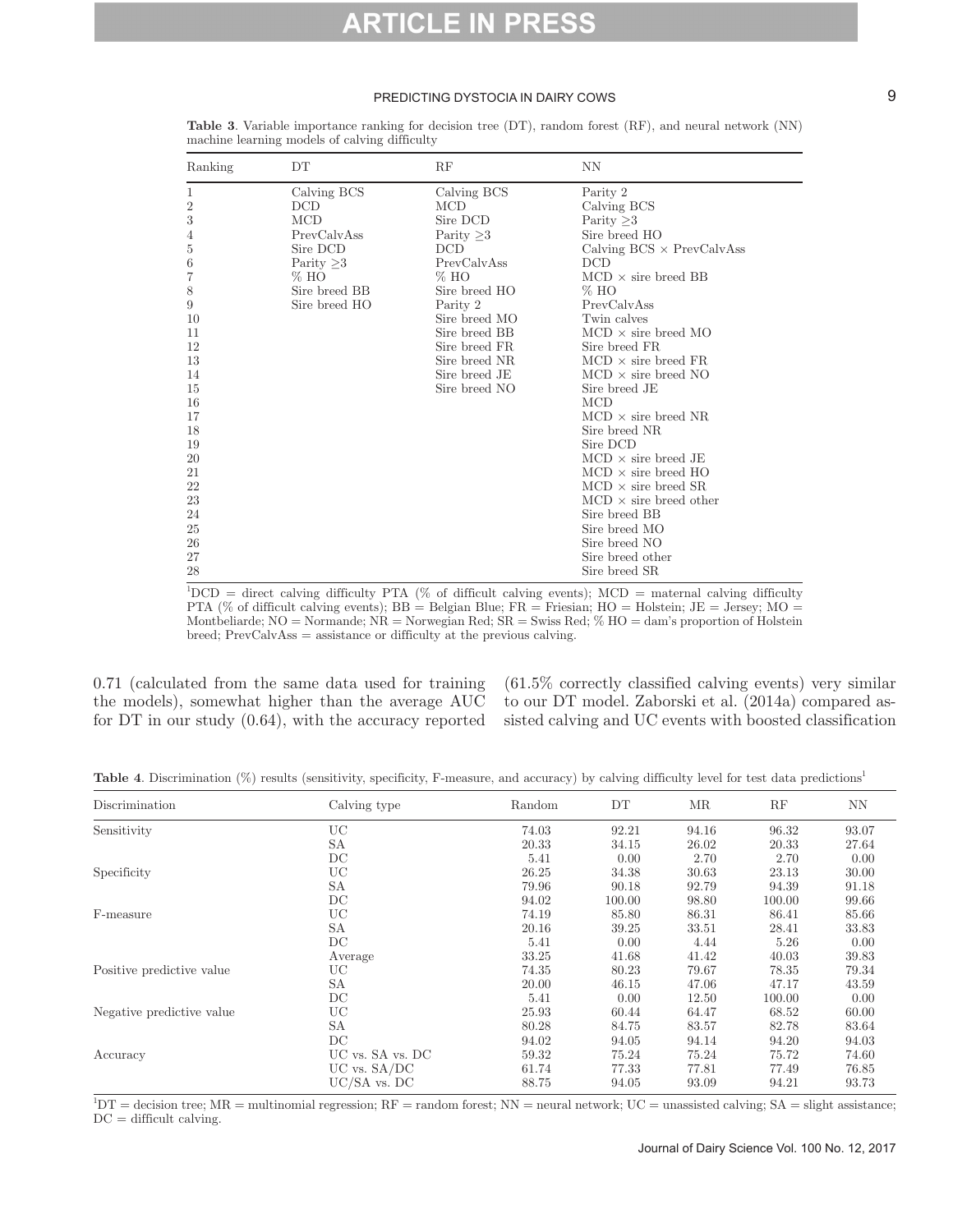**Table 3**. Variable importance ranking for decision tree (DT), random forest (RF), and neural network (NN) machine learning models of calving difficulty

| Ranking | DT | RF | NN |
|---|---|---|---|
| 1 | Calving BCS | Calving BCS | Parity 2 |
| 2 | DCD | MCD | Calving BCS |
| 3 | MCD | Sire DCD | Parity ≥3 |
| 4 | PrevCalvAss | Parity ≥3 | Sire breed HO |
| 5 | Sire DCD | DCD | Calving BCS × PrevCalvAss |
| 6 | Parity ≥3 | PrevCalvAss | DCD |
| 7 | % HO | % HO | MCD × sire breed BB |
| 8 | Sire breed BB | Sire breed HO | % HO |
| 9 | Sire breed HO | Parity 2 | PrevCalvAss |
| 10 | | Sire breed MO | Twin calves |
| 11 | | Sire breed BB | MCD × sire breed MO |
| 12 | | Sire breed FR | Sire breed FR |
| 13 | | Sire breed NR | MCD × sire breed FR |
| 14 | | Sire breed JE | MCD × sire breed NO |
| 15 | | Sire breed NO | Sire breed JE |
| 16 | | | MCD |
| 17 | | | MCD × sire breed NR |
| 18 | | | Sire breed NR |
| 19 | | | Sire DCD |
| 20 | | | MCD × sire breed JE |
| 21 | | | MCD × sire breed HO |
| 22 | | | MCD × sire breed SR |
| 23 | | | MCD × sire breed other |
| 24 | | | Sire breed BB |
| 25 | | | Sire breed MO |
| 26 | | | Sire breed NO |
| 27 | | | Sire breed other |
| 28 | | | Sire breed SR |

[1]DCD = direct calving difficulty PTA (% of difficult calving events); MCD = maternal calving difficulty PTA (% of difficult calving events); BB = Belgian Blue; FR = Friesian; HO = Holstein; JE = Jersey; MO = Montbeliarde; NO = Normande; NR = Norwegian Red; SR = Swiss Red; % HO = dam's proportion of Holstein breed; PrevCalvAss = assistance or difficulty at the previous calving.

0.71 (calculated from the same data used for training the models), somewhat higher than the average AUC for DT in our study (0.64), with the accuracy reported (61.5% correctly classified calving events) very similar to our DT model. Zaborski et al. (2014a) compared assisted calving and UC events with boosted classification

**Table 4**. Discrimination (%) results (sensitivity, specificity, F-measure, and accuracy) by calving difficulty level for test data predictions[1]

| Discrimination | Calving type | Random | DT | MR | RF | NN |
|---|---|---|---|---|---|---|
| Sensitivity | UC | 74.03 | 92.21 | 94.16 | 96.32 | 93.07 |
| | SA | 20.33 | 34.15 | 26.02 | 20.33 | 27.64 |
| | DC | 5.41 | 0.00 | 2.70 | 2.70 | 0.00 |
| Specificity | UC | 26.25 | 34.38 | 30.63 | 23.13 | 30.00 |
| | SA | 79.96 | 90.18 | 92.79 | 94.39 | 91.18 |
| | DC | 94.02 | 100.00 | 98.80 | 100.00 | 99.66 |
| F-measure | UC | 74.19 | 85.80 | 86.31 | 86.41 | 85.66 |
| | SA | 20.16 | 39.25 | 33.51 | 28.41 | 33.83 |
| | DC | 5.41 | 0.00 | 4.44 | 5.26 | 0.00 |
| | Average | 33.25 | 41.68 | 41.42 | 40.03 | 39.83 |
| Positive predictive value | UC | 74.35 | 80.23 | 79.67 | 78.35 | 79.34 |
| | SA | 20.00 | 46.15 | 47.06 | 47.17 | 43.59 |
| | DC | 5.41 | 0.00 | 12.50 | 100.00 | 0.00 |
| Negative predictive value | UC | 25.93 | 60.44 | 64.47 | 68.52 | 60.00 |
| | SA | 80.28 | 84.75 | 83.57 | 82.78 | 83.64 |
| | DC | 94.02 | 94.05 | 94.14 | 94.20 | 94.03 |
| Accuracy | UC vs. SA vs. DC | 59.32 | 75.24 | 75.24 | 75.72 | 74.60 |
| | UC vs. SA/DC | 61.74 | 77.33 | 77.81 | 77.49 | 76.85 |
| | UC/SA vs. DC | 88.75 | 94.05 | 93.09 | 94.21 | 93.73 |

[1]DT = decision tree; MR = multinomial regression; RF = random forest; NN = neural network; UC = unassisted calving; SA = slight assistance; DC = difficult calving.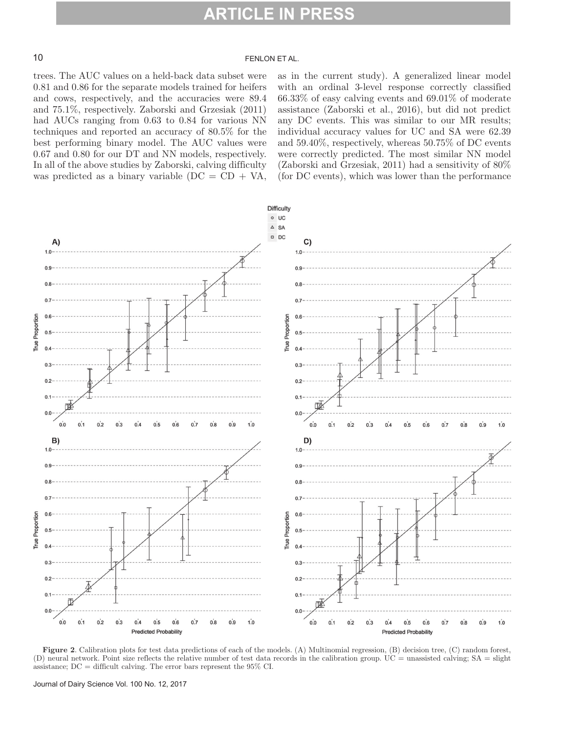trees. The AUC values on a held-back data subset were 0.81 and 0.86 for the separate models trained for heifers and cows, respectively, and the accuracies were 89.4 and 75.1%, respectively. Zaborski and Grzesiak (2011) had AUCs ranging from 0.63 to 0.84 for various NN techniques and reported an accuracy of 80.5% for the best performing binary model. The AUC values were 0.67 and 0.80 for our DT and NN models, respectively. In all of the above studies by Zaborski, calving difficulty was predicted as a binary variable (DC = CD + VA, as in the current study). A generalized linear model with an ordinal 3-level response correctly classified 66.33% of easy calving events and 69.01% of moderate assistance (Zaborski et al., 2016), but did not predict any DC events. This was similar to our MR results; individual accuracy values for UC and SA were 62.39 and 59.40%, respectively, whereas 50.75% of DC events were correctly predicted. The most similar NN model (Zaborski and Grzesiak, 2011) had a sensitivity of 80% (for DC events), which was lower than the performance

**Figure 2**. Calibration plots for test data predictions of each of the models. (A) Multinomial regression, (B) decision tree, (C) random forest, (D) neural network. Point size reflects the relative number of test data records in the calibration group. UC = unassisted calving; SA = slight assistance; DC = difficult calving. The error bars represent the 95% CI.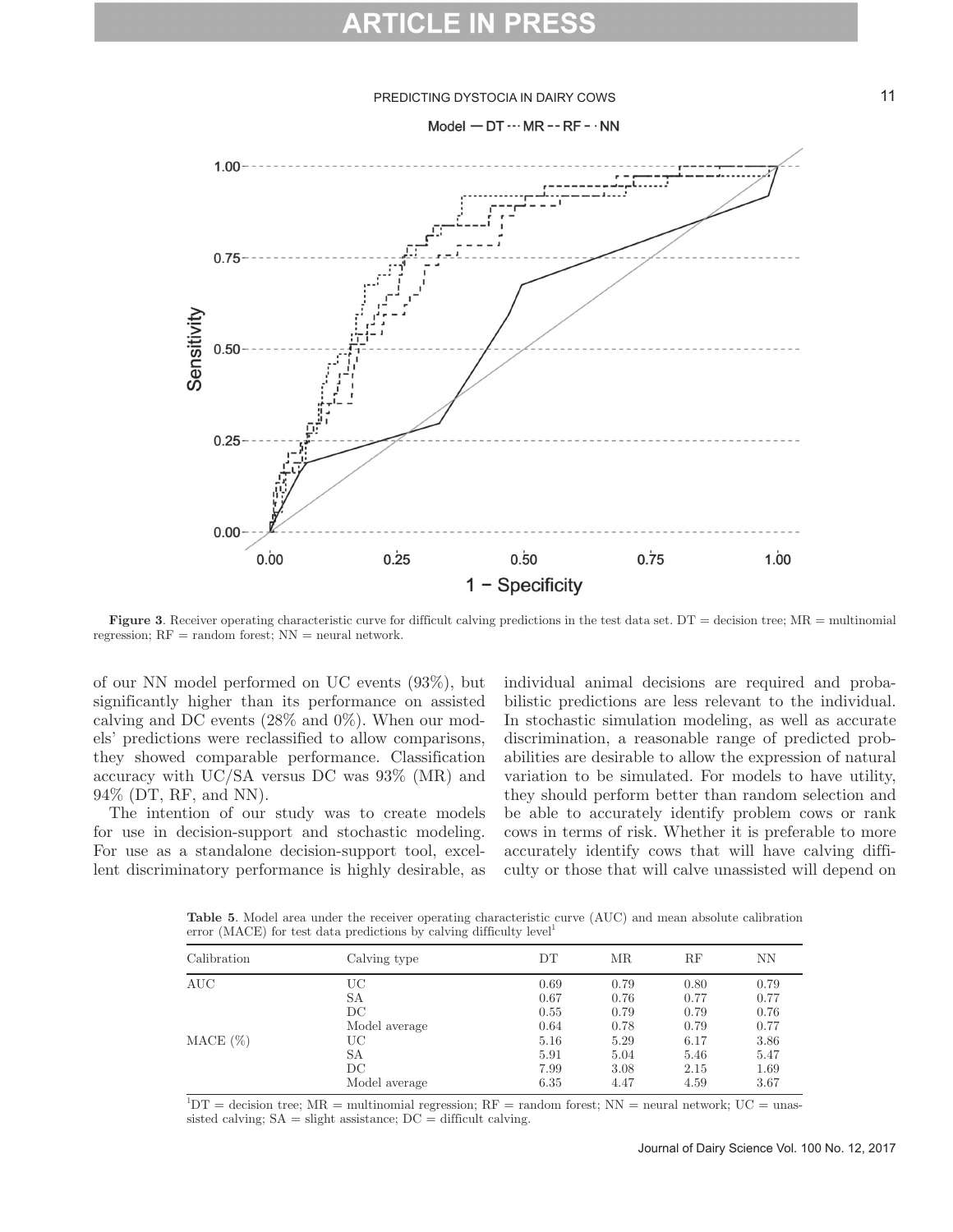Figure 3. Receiver operating characteristic curve for difficult calving predictions in the test data set. DT = decision tree; MR = multinomial regression; RF = random forest; NN = neural network.

of our NN model performed on UC events (93%), but significantly higher than its performance on assisted calving and DC events (28% and 0%). When our models' predictions were reclassified to allow comparisons, they showed comparable performance. Classification accuracy with UC/SA versus DC was 93% (MR) and 94% (DT, RF, and NN).

The intention of our study was to create models for use in decision-support and stochastic modeling. For use as a standalone decision-support tool, excellent discriminatory performance is highly desirable, as individual animal decisions are required and probabilistic predictions are less relevant to the individual. In stochastic simulation modeling, as well as accurate discrimination, a reasonable range of predicted probabilities are desirable to allow the expression of natural variation to be simulated. For models to have utility, they should perform better than random selection and be able to accurately identify problem cows or rank cows in terms of risk. Whether it is preferable to more accurately identify cows that will have calving difficulty or those that will calve unassisted will depend on

**Table 5.** Model area under the receiver operating characteristic curve (AUC) and mean absolute calibration error (MACE) for test data predictions by calving difficulty level[1]

| Calibration | Calving type | DT | MR | RF | NN |
|---|---|---|---|---|---|
| AUC | UC | 0.69 | 0.79 | 0.80 | 0.79 |
| | SA | 0.67 | 0.76 | 0.77 | 0.77 |
| | DC | 0.55 | 0.79 | 0.79 | 0.76 |
| | Model average | 0.64 | 0.78 | 0.79 | 0.77 |
| MACE (%) | UC | 5.16 | 5.29 | 6.17 | 3.86 |
| | SA | 5.91 | 5.04 | 5.46 | 5.47 |
| | DC | 7.99 | 3.08 | 2.15 | 1.69 |
| | Model average | 6.35 | 4.47 | 4.59 | 3.67 |

[1]DT = decision tree; MR = multinomial regression; RF = random forest; NN = neural network; UC = unassisted calving; SA = slight assistance; DC = difficult calving.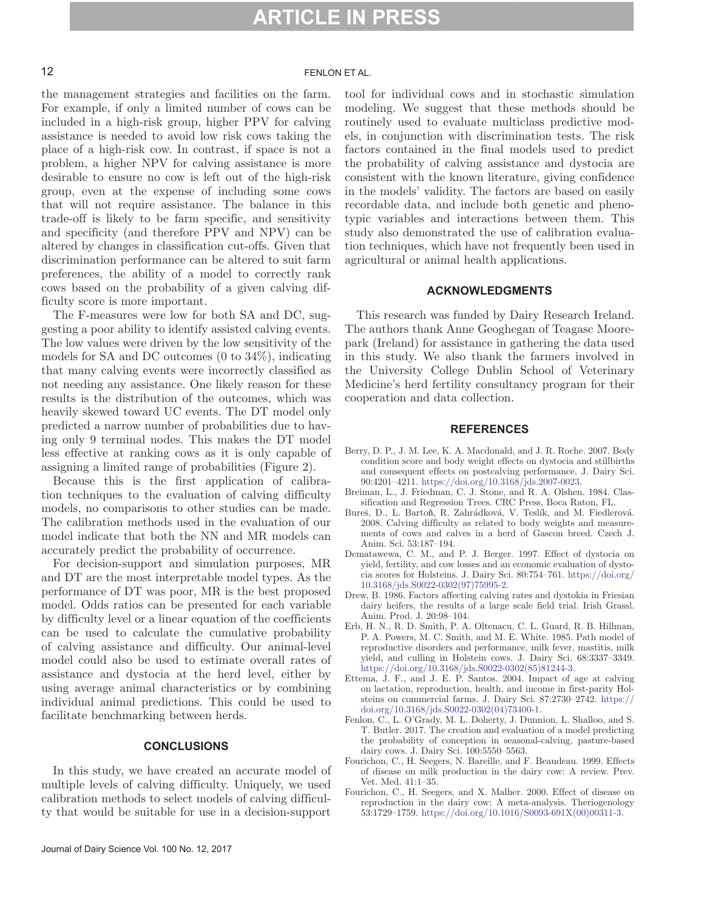the management strategies and facilities on the farm. For example, if only a limited number of cows can be included in a high-risk group, higher PPV for calving assistance is needed to avoid low risk cows taking the place of a high-risk cow. In contrast, if space is not a problem, a higher NPV for calving assistance is more desirable to ensure no cow is left out of the high-risk group, even at the expense of including some cows that will not require assistance. The balance in this trade-off is likely to be farm specific, and sensitivity and specificity (and therefore PPV and NPV) can be altered by changes in classification cut-offs. Given that discrimination performance can be altered to suit farm preferences, the ability of a model to correctly rank cows based on the probability of a given calving difficulty score is more important.

The F-measures were low for both SA and DC, suggesting a poor ability to identify assisted calving events. The low values were driven by the low sensitivity of the models for SA and DC outcomes (0 to 34%), indicating that many calving events were incorrectly classified as not needing any assistance. One likely reason for these results is the distribution of the outcomes, which was heavily skewed toward UC events. The DT model only predicted a narrow number of probabilities due to having only 9 terminal nodes. This makes the DT model less effective at ranking cows as it is only capable of assigning a limited range of probabilities (Figure 2).

Because this is the first application of calibration techniques to the evaluation of calving difficulty models, no comparisons to other studies can be made. The calibration methods used in the evaluation of our model indicate that both the NN and MR models can accurately predict the probability of occurrence.

For decision-support and simulation purposes, MR and DT are the most interpretable model types. As the performance of DT was poor, MR is the best proposed model. Odds ratios can be presented for each variable by difficulty level or a linear equation of the coefficients can be used to calculate the cumulative probability of calving assistance and difficulty. Our animal-level model could also be used to estimate overall rates of assistance and dystocia at the herd level, either by using average animal characteristics or by combining individual animal predictions. This could be used to facilitate benchmarking between herds.

## CONCLUSIONS

In this study, we have created an accurate model of multiple levels of calving difficulty. Uniquely, we used calibration methods to select models of calving difficulty that would be suitable for use in a decision-support tool for individual cows and in stochastic simulation modeling. We suggest that these methods should be routinely used to evaluate multiclass predictive models, in conjunction with discrimination tests. The risk factors contained in the final models used to predict the probability of calving assistance and dystocia are consistent with the known literature, giving confidence in the models' validity. The factors are based on easily recordable data, and include both genetic and phenotypic variables and interactions between them. This study also demonstrated the use of calibration evaluation techniques, which have not frequently been used in agricultural or animal health applications.

## ACKNOWLEDGMENTS

This research was funded by Dairy Research Ireland. The authors thank Anne Geoghegan of Teagasc Moorepark (Ireland) for assistance in gathering the data used in this study. We also thank the farmers involved in the University College Dublin School of Veterinary Medicine's herd fertility consultancy program for their cooperation and data collection.

## REFERENCES

Berry, D. P., J. M. Lee, K. A. Macdonald, and J. R. Roche. 2007. Body condition score and body weight effects on dystocia and stillbirths and consequent effects on postcalving performance. J. Dairy Sci. 90:4201–4211. https://doi.org/10.3168/jds.2007-0023.

Breiman, L., J. Friedman, C. J. Stone, and R. A. Olshen. 1984. Classification and Regression Trees. CRC Press, Boca Raton, FL.

Bureš, D., L. Bartoň, R. Zahrádková, V. Teslík, and M. Fiedlerová. 2008. Calving difficulty as related to body weights and measurements of cows and calves in a herd of Gascon breed. Czech J. Anim. Sci. 53:187–194.

Dematawewa, C. M., and P. J. Berger. 1997. Effect of dystocia on yield, fertility, and cow losses and an economic evaluation of dystocia scores for Holsteins. J. Dairy Sci. 80:754–761. https://doi.org/10.3168/jds.S0022-0302(97)75995-2.

Drew, B. 1986. Factors affecting calving rates and dystokia in Friesian dairy heifers, the results of a large scale field trial. Irish Grassl. Anim. Prod. J. 20:98–104.

Erb, H. N., R. D. Smith, P. A. Oltenacu, C. L. Guard, R. B. Hillman, P. A. Powers, M. C. Smith, and M. E. White. 1985. Path model of reproductive disorders and performance, milk fever, mastitis, milk yield, and culling in Holstein cows. J. Dairy Sci. 68:3337–3349. https://doi.org/10.3168/jds.S0022-0302(85)81244-3.

Ettema, J. F., and J. E. P. Santos. 2004. Impact of age at calving on lactation, reproduction, health, and income in first-parity Holsteins on commercial farms. J. Dairy Sci. 87:2730–2742. https://doi.org/10.3168/jds.S0022-0302(04)73400-1.

Fenlon, C., L. O'Grady, M. L. Doherty, J. Dunnion, L. Shalloo, and S. T. Butler. 2017. The creation and evaluation of a model predicting the probability of conception in seasonal-calving, pasture-based dairy cows. J. Dairy Sci. 100:5550–5563.

Fourichon, C., H. Seegers, N. Bareille, and F. Beaudeau. 1999. Effects of disease on milk production in the dairy cow: A review. Prev. Vet. Med. 41:1–35.

Fourichon, C., H. Seegers, and X. Malher. 2000. Effect of disease on reproduction in the dairy cow: A meta-analysis. Theriogenology 53:1729–1759. https://doi.org/10.1016/S0093-691X(00)00311-3.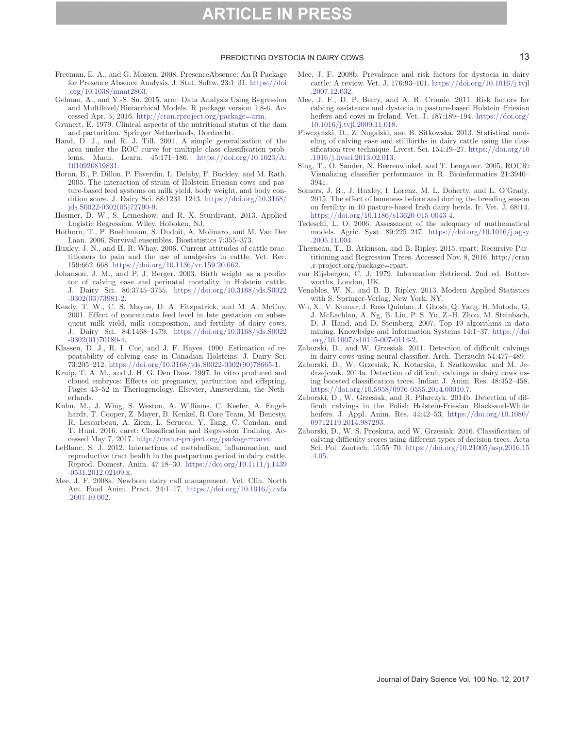Freeman, E. A., and G. Moisen. 2008. PresenceAbsence: An R Package for Presence Absence Analysis. J. Stat. Softw. 23:1–31. https://doi.org/10.1038/nmat2803.

Gelman, A., and Y.-S. Su. 2015. arm: Data Analysis Using Regression and Multilevel/Hierarchical Models. R package version 1.8-6. Accessed Apr. 5, 2016. http://cran.rproject.org/package=arm.

Grunert, E. 1979. Clinical aspects of the nutritional status of the dam and parturition. Springer Netherlands, Dordrecht.

Hand, D. J., and R. J. Till. 2001. A simple generalisation of the area under the ROC curve for multiple class classification problems. Mach. Learn. 45:171–186. https://doi.org/10.1023/A:1010920819831.

Horan, B., P. Dillon, P. Faverdin, L. Delaby, F. Buckley, and M. Rath. 2005. The interaction of strain of Holstein-Friesian cows and pasture-based feed systems on milk yield, body weight, and body condition score. J. Dairy Sci. 88:1231–1243. https://doi.org/10.3168/jds.S0022-0302(05)72790-9.

Hosmer, D. W., S. Lemeshow, and R. X. Sturdivant. 2013. Applied Logistic Regression. Wiley, Hoboken, NJ.

Hothorn, T., P. Buehlmann, S. Dudoit, A. Molinaro, and M. Van Der Laan. 2006. Survival ensembles. Biostatistics 7:355–373.

Huxley, J. N., and H. R. Whay. 2006. Current attitudes of cattle practitioners to pain and the use of analgesics in cattle. Vet. Rec. 159:662–668. https://doi.org/10.1136/vr.159.20.662.

Johanson, J. M., and P. J. Berger. 2003. Birth weight as a predictor of calving ease and perinatal mortality in Holstein cattle. J. Dairy Sci. 86:3745–3755. https://doi.org/10.3168/jds.S0022-0302(03)73981-2.

Keady, T. W., C. S. Mayne, D. A. Fitzpatrick, and M. A. McCoy. 2001. Effect of concentrate feed level in late gestation on subsequent milk yield, milk composition, and fertility of dairy cows. J. Dairy Sci. 84:1468–1479. https://doi.org/10.3168/jds.S0022-0302(01)70180-4.

Klassen, D. J., R. I. Cue, and J. F. Hayes. 1990. Estimation of repeatability of calving ease in Canadian Holsteins. J. Dairy Sci. 73:205–212. https://doi.org/10.3168/jds.S0022-0302(90)78665-1.

Kruip, T. A. M., and J. H. G. Den Daas. 1997. In vitro produced and cloned embryos: Effects on pregnancy, parturition and offspring. Pages 43–52 in Theriogenology. Elsevier, Amsterdam, the Netherlands.

Kuhn, M., J. Wing, S. Weston, A. Williams, C. Keefer, A. Engelhardt, T. Cooper, Z. Mayer, B. Kenkel, R Core Team, M. Benesty, R. Lescarbeau, A. Ziem, L. Scrucca, Y. Tang, C. Candan, and T. Hunt. 2016. caret: Classification and Regression Training. Accessed May 7, 2017. http://cran.r-project.org/package=caret.

LeBlanc, S. J. 2012. Interactions of metabolism, inflammation, and reproductive tract health in the postpartum period in dairy cattle. Reprod. Domest. Anim. 47:18–30. https://doi.org/10.1111/j.1439-0531.2012.02109.x.

Mee, J. F. 2008a. Newborn dairy calf management. Vet. Clin. North Am. Food Anim. Pract. 24:1–17. https://doi.org/10.1016/j.cvfa.2007.10.002.

Mee, J. F. 2008b. Prevalence and risk factors for dystocia in dairy cattle: A review. Vet. J. 176:93–101. https://doi.org/10.1016/j.tvjl.2007.12.032.

Mee, J. F., D. P. Berry, and A. R. Cromie. 2011. Risk factors for calving assistance and dystocia in pasture-based Holstein–Friesian heifers and cows in Ireland. Vet. J. 187:189–194. https://doi.org/10.1016/j.tvjl.2009.11.018.

Piwczyński, D., Z. Nogalski, and B. Sitkowska. 2013. Statistical modeling of calving ease and stillbirths in dairy cattle using the classification tree technique. Livest. Sci. 154:19–27. https://doi.org/10.1016/j.livsci.2013.02.013.

Sing, T., O. Sander, N. Beerenwinkel, and T. Lengauer. 2005. ROCR: Visualizing classifier performance in R. Bioinformatics 21:3940–3941.

Somers, J. R., J. Huxley, I. Lorenz, M. L. Doherty, and L. O'Grady. 2015. The effect of lameness before and during the breeding season on fertility in 10 pasture-based Irish dairy herds. Ir. Vet. J. 68:14. https://doi.org/10.1186/s13620-015-0043-4.

Tedeschi, L. O. 2006. Assessment of the adequacy of mathematical models. Agric. Syst. 89:225–247. https://doi.org/10.1016/j.agsy.2005.11.004.

Therneau, T., B. Atkinson, and B. Ripley. 2015. rpart: Recursive Partitioning and Regression Trees. Accessed Nov. 8, 2016. http://cran.r-project.org/package=rpart.

van Rijsbergen, C. J. 1979. Information Retrieval. 2nd ed. Butterworths, London, UK.

Venables, W. N., and B. D. Ripley. 2013. Modern Applied Statistics with S. Springer-Verlag, New York, NY.

Wu, X., V. Kumar, J. Ross Quinlan, J. Ghosh, Q. Yang, H. Motoda, G. J. McLachlan, A. Ng, B. Liu, P. S. Yu, Z.-H. Zhou, M. Steinbach, D. J. Hand, and D. Steinberg. 2007. Top 10 algorithms in data mining. Knowledge and Information Systems 14:1–37. https://doi.org/10.1007/s10115-007-0114-2.

Zaborski, D., and W. Grzesiak. 2011. Detection of difficult calvings in dairy cows using neural classifier. Arch. Tierzucht 54:477–489.

Zaborski, D., W. Grzesiak, K. Kotarska, I. Szatkowska, and M. Jedrzejczak. 2014a. Detection of difficult calvings in dairy cows using boosted classification trees. Indian J. Anim. Res. 48:452–458. https://doi.org/10.5958/0976-0555.2014.00010.7.

Zaborski, D., W. Grzesiak, and R. Pilarczyk. 2014b. Detection of difficult calvings in the Polish Holstein-Friesian Black-and-White heifers. J. Appl. Anim. Res. 44:42–53. https://doi.org/10.1080/09712119.2014.987293.

Zaborski, D., W. S. Proskura, and W. Grzesiak. 2016. Classification of calving difficulty scores using different types of decision trees. Acta Sci. Pol. Zootech. 15:55–70. https://doi.org/10.21005/asp.2016.15.4.05.